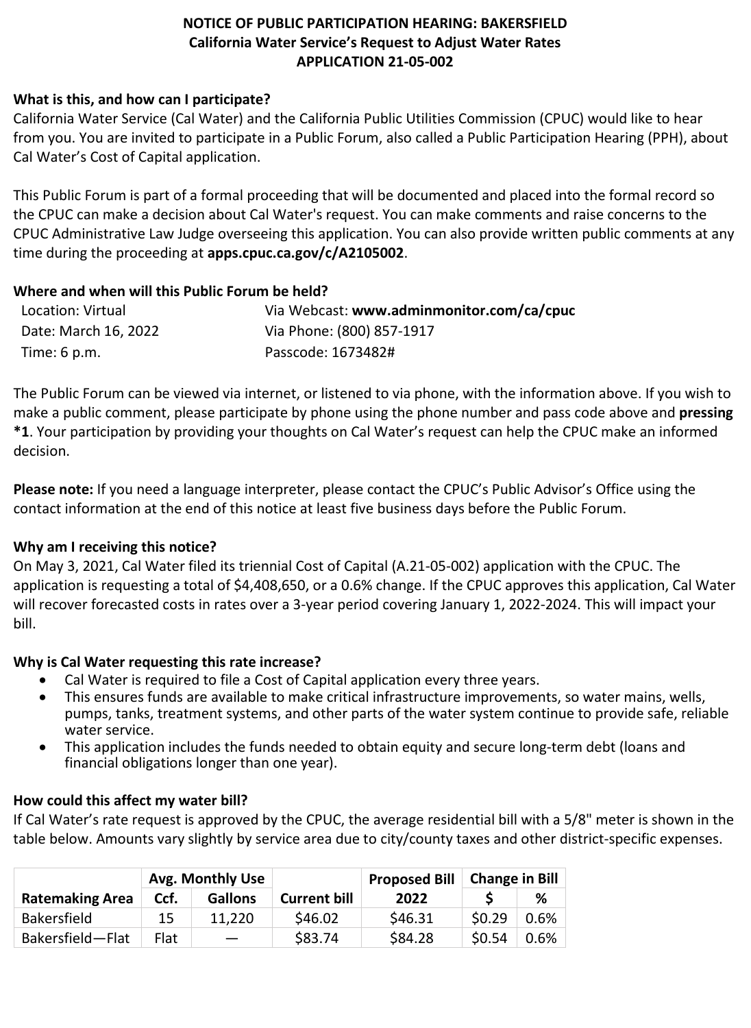# NOTICE OF PUBLIC PARTICIPATION HEARING: BAKERSFIELD
## California Water Service's Request to Adjust Water Rates
## APPLICATION 21-05-002

### What is this, and how can I participate?

California Water Service (Cal Water) and the California Public Utilities Commission (CPUC) would like to hear from you. You are invited to participate in a Public Forum, also called a Public Participation Hearing (PPH), about Cal Water's Cost of Capital application.

This Public Forum is part of a formal proceeding that will be documented and placed into the formal record so the CPUC can make a decision about Cal Water's request. You can make comments and raise concerns to the CPUC Administrative Law Judge overseeing this application. You can also provide written public comments at any time during the proceeding at **apps.cpuc.ca.gov/c/A2105002**.

### Where and when will this Public Forum be held?

| | |
|---|---|
| Location: Virtual | Via Webcast: **www.adminmonitor.com/ca/cpuc** |
| Date: March 16, 2022 | Via Phone: (800) 857-1917 |
| Time: 6 p.m. | Passcode: 1673482# |

The Public Forum can be viewed via internet, or listened to via phone, with the information above. If you wish to make a public comment, please participate by phone using the phone number and pass code above and **pressing *1**. Your participation by providing your thoughts on Cal Water's request can help the CPUC make an informed decision.

**Please note:** If you need a language interpreter, please contact the CPUC's Public Advisor's Office using the contact information at the end of this notice at least five business days before the Public Forum.

### Why am I receiving this notice?

On May 3, 2021, Cal Water filed its triennial Cost of Capital (A.21-05-002) application with the CPUC. The application is requesting a total of $4,408,650, or a 0.6% change. If the CPUC approves this application, Cal Water will recover forecasted costs in rates over a 3-year period covering January 1, 2022-2024. This will impact your bill.

### Why is Cal Water requesting this rate increase?

- Cal Water is required to file a Cost of Capital application every three years.
- This ensures funds are available to make critical infrastructure improvements, so water mains, wells, pumps, tanks, treatment systems, and other parts of the water system continue to provide safe, reliable water service.
- This application includes the funds needed to obtain equity and secure long-term debt (loans and financial obligations longer than one year).

### How could this affect my water bill?

If Cal Water's rate request is approved by the CPUC, the average residential bill with a 5/8" meter is shown in the table below. Amounts vary slightly by service area due to city/county taxes and other district-specific expenses.

| | Avg. Monthly Use | | | Proposed Bill | Change in Bill | |
|---|---|---|---|---|---|---|
| **Ratemaking Area** | **Ccf.** | **Gallons** | **Current bill** | **2022** | **$** | **%** |
| Bakersfield | 15 | 11,220 | $46.02 | $46.31 | $0.29 | 0.6% |
| Bakersfield—Flat | Flat | — | $83.74 | $84.28 | $0.54 | 0.6% |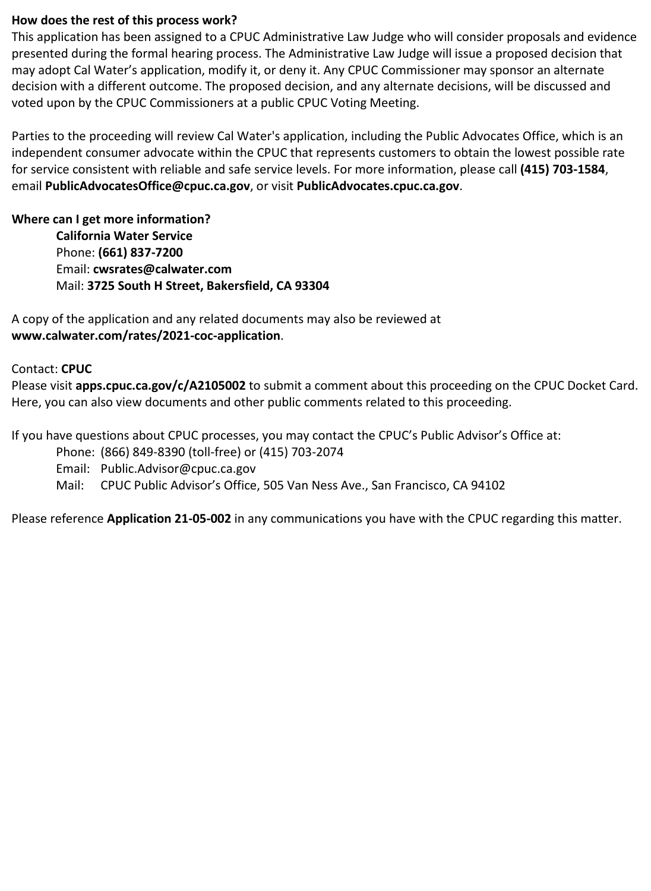**How does the rest of this process work?**

This application has been assigned to a CPUC Administrative Law Judge who will consider proposals and evidence presented during the formal hearing process. The Administrative Law Judge will issue a proposed decision that may adopt Cal Water's application, modify it, or deny it. Any CPUC Commissioner may sponsor an alternate decision with a different outcome. The proposed decision, and any alternate decisions, will be discussed and voted upon by the CPUC Commissioners at a public CPUC Voting Meeting.

Parties to the proceeding will review Cal Water's application, including the Public Advocates Office, which is an independent consumer advocate within the CPUC that represents customers to obtain the lowest possible rate for service consistent with reliable and safe service levels. For more information, please call **(415) 703-1584**, email **PublicAdvocatesOffice@cpuc.ca.gov**, or visit **PublicAdvocates.cpuc.ca.gov**.

**Where can I get more information?**

> **California Water Service**
> Phone: **(661) 837-7200**
> Email: **cwsrates@calwater.com**
> Mail: **3725 South H Street, Bakersfield, CA 93304**

A copy of the application and any related documents may also be reviewed at **www.calwater.com/rates/2021-coc-application**.

Contact: **CPUC**

Please visit **apps.cpuc.ca.gov/c/A2105002** to submit a comment about this proceeding on the CPUC Docket Card. Here, you can also view documents and other public comments related to this proceeding.

If you have questions about CPUC processes, you may contact the CPUC's Public Advisor's Office at:

> Phone: (866) 849-8390 (toll-free) or (415) 703-2074
> Email: Public.Advisor@cpuc.ca.gov
> Mail: CPUC Public Advisor's Office, 505 Van Ness Ave., San Francisco, CA 94102

Please reference **Application 21-05-002** in any communications you have with the CPUC regarding this matter.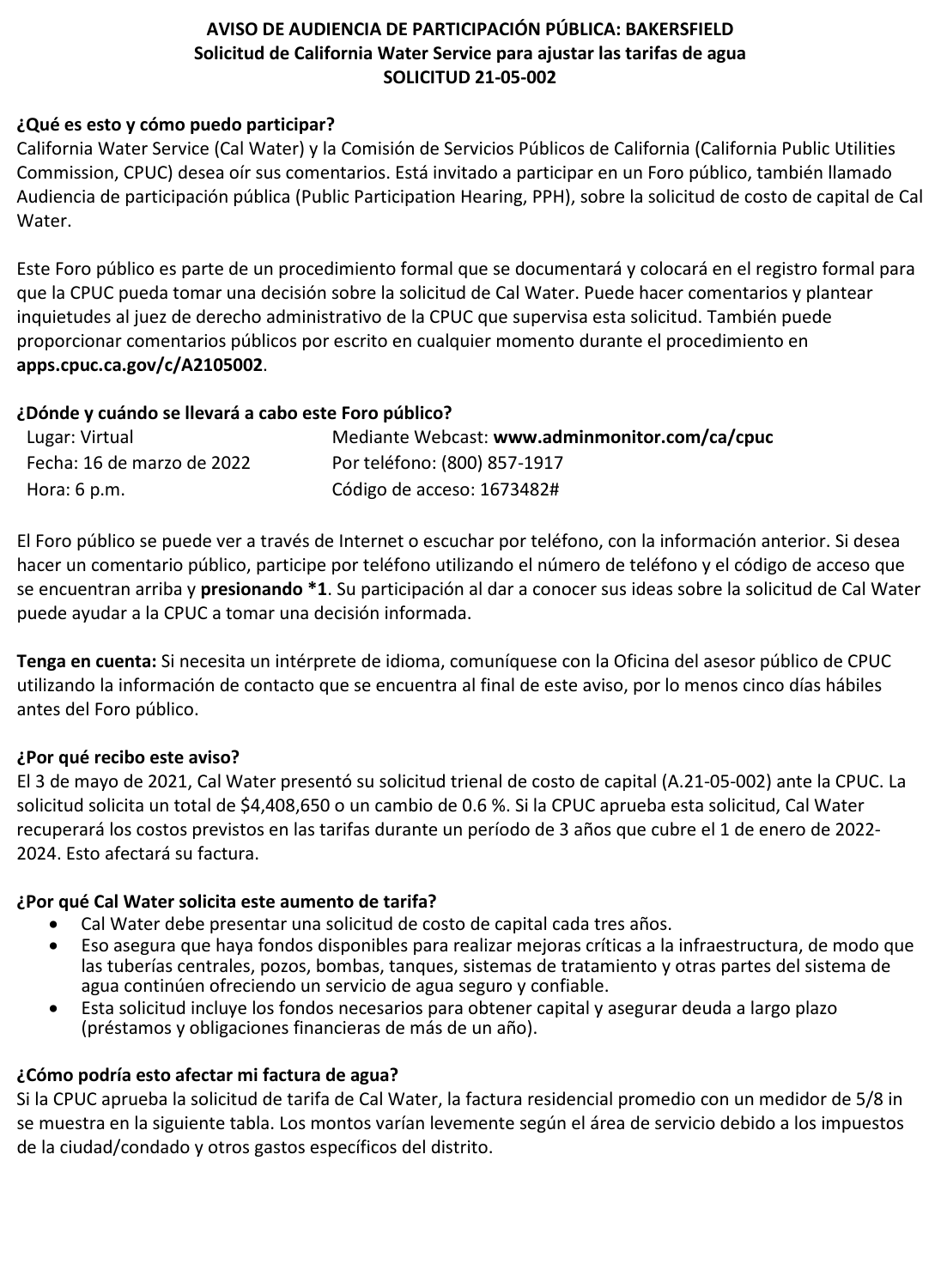# AVISO DE AUDIENCIA DE PARTICIPACIÓN PÚBLICA: BAKERSFIELD
## Solicitud de California Water Service para ajustar las tarifas de agua
## SOLICITUD 21-05-002

### ¿Qué es esto y cómo puedo participar?

California Water Service (Cal Water) y la Comisión de Servicios Públicos de California (California Public Utilities Commission, CPUC) desea oír sus comentarios. Está invitado a participar en un Foro público, también llamado Audiencia de participación pública (Public Participation Hearing, PPH), sobre la solicitud de costo de capital de Cal Water.

Este Foro público es parte de un procedimiento formal que se documentará y colocará en el registro formal para que la CPUC pueda tomar una decisión sobre la solicitud de Cal Water. Puede hacer comentarios y plantear inquietudes al juez de derecho administrativo de la CPUC que supervisa esta solicitud. También puede proporcionar comentarios públicos por escrito en cualquier momento durante el procedimiento en **apps.cpuc.ca.gov/c/A2105002**.

### ¿Dónde y cuándo se llevará a cabo este Foro público?

| | |
|---|---|
| Lugar: Virtual | Mediante Webcast: **www.adminmonitor.com/ca/cpuc** |
| Fecha: 16 de marzo de 2022 | Por teléfono: (800) 857-1917 |
| Hora: 6 p.m. | Código de acceso: 1673482# |

El Foro público se puede ver a través de Internet o escuchar por teléfono, con la información anterior. Si desea hacer un comentario público, participe por teléfono utilizando el número de teléfono y el código de acceso que se encuentran arriba y **presionando *1**. Su participación al dar a conocer sus ideas sobre la solicitud de Cal Water puede ayudar a la CPUC a tomar una decisión informada.

**Tenga en cuenta:** Si necesita un intérprete de idioma, comuníquese con la Oficina del asesor público de CPUC utilizando la información de contacto que se encuentra al final de este aviso, por lo menos cinco días hábiles antes del Foro público.

### ¿Por qué recibo este aviso?

El 3 de mayo de 2021, Cal Water presentó su solicitud trienal de costo de capital (A.21-05-002) ante la CPUC. La solicitud solicita un total de $4,408,650 o un cambio de 0.6 %. Si la CPUC aprueba esta solicitud, Cal Water recuperará los costos previstos en las tarifas durante un período de 3 años que cubre el 1 de enero de 2022-2024. Esto afectará su factura.

### ¿Por qué Cal Water solicita este aumento de tarifa?

- Cal Water debe presentar una solicitud de costo de capital cada tres años.
- Eso asegura que haya fondos disponibles para realizar mejoras críticas a la infraestructura, de modo que las tuberías centrales, pozos, bombas, tanques, sistemas de tratamiento y otras partes del sistema de agua continúen ofreciendo un servicio de agua seguro y confiable.
- Esta solicitud incluye los fondos necesarios para obtener capital y asegurar deuda a largo plazo (préstamos y obligaciones financieras de más de un año).

### ¿Cómo podría esto afectar mi factura de agua?

Si la CPUC aprueba la solicitud de tarifa de Cal Water, la factura residencial promedio con un medidor de 5/8 in se muestra en la siguiente tabla. Los montos varían levemente según el área de servicio debido a los impuestos de la ciudad/condado y otros gastos específicos del distrito.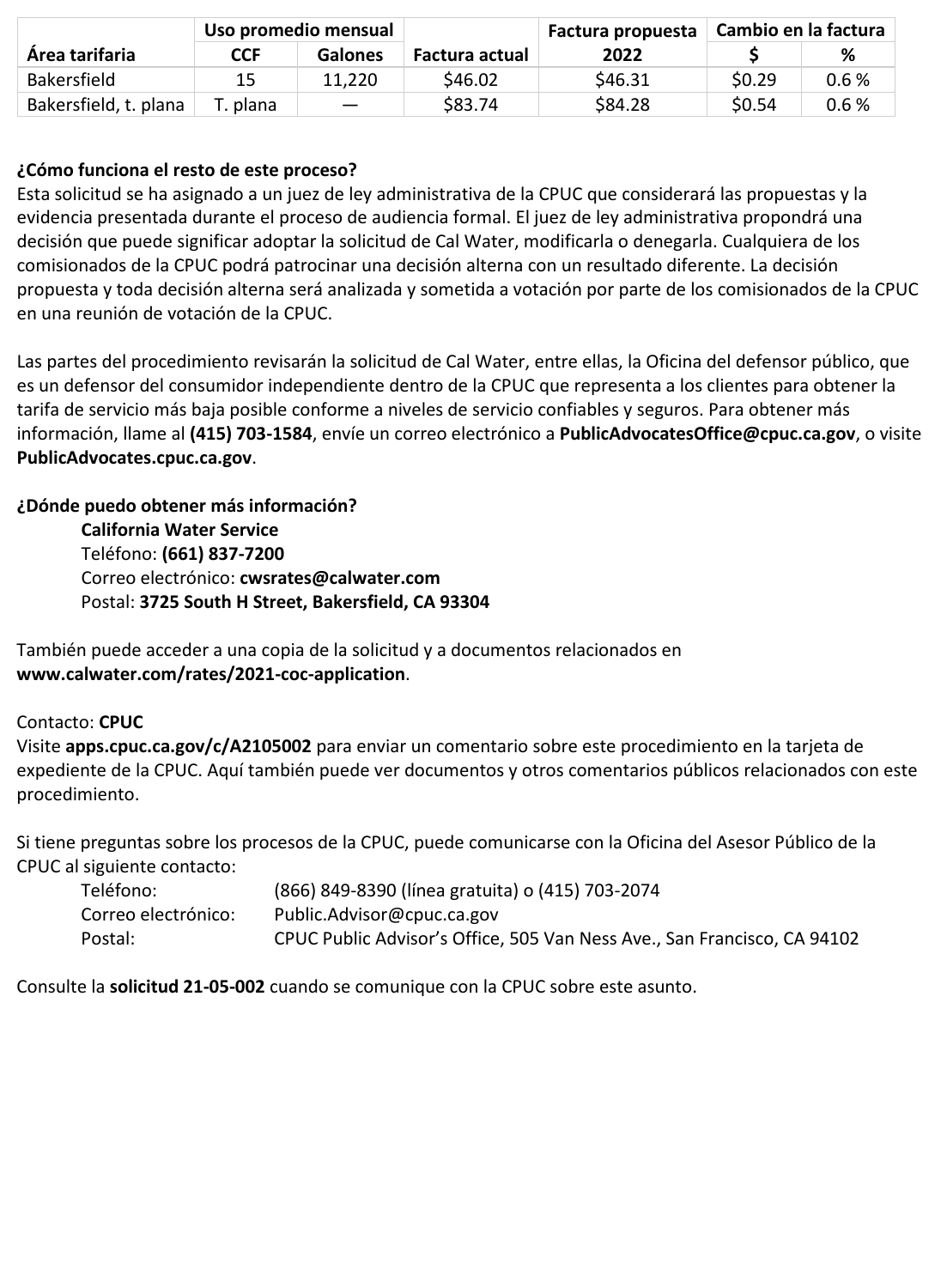| Área tarifaria | Uso promedio mensual | | Factura actual | Factura propuesta 2022 | Cambio en la factura | |
|---|---|---|---|---|---|---|
| | CCF | Galones | | | $ | % |
| Bakersfield | 15 | 11,220 | $46.02 | $46.31 | $0.29 | 0.6 % |
| Bakersfield, t. plana | T. plana | — | $83.74 | $84.28 | $0.54 | 0.6 % |

**¿Cómo funciona el resto de este proceso?**
Esta solicitud se ha asignado a un juez de ley administrativa de la CPUC que considerará las propuestas y la evidencia presentada durante el proceso de audiencia formal. El juez de ley administrativa propondrá una decisión que puede significar adoptar la solicitud de Cal Water, modificarla o denegarla. Cualquiera de los comisionados de la CPUC podrá patrocinar una decisión alterna con un resultado diferente. La decisión propuesta y toda decisión alterna será analizada y sometida a votación por parte de los comisionados de la CPUC en una reunión de votación de la CPUC.

Las partes del procedimiento revisarán la solicitud de Cal Water, entre ellas, la Oficina del defensor público, que es un defensor del consumidor independiente dentro de la CPUC que representa a los clientes para obtener la tarifa de servicio más baja posible conforme a niveles de servicio confiables y seguros. Para obtener más información, llame al **(415) 703-1584**, envíe un correo electrónico a **PublicAdvocatesOffice@cpuc.ca.gov**, o visite **PublicAdvocates.cpuc.ca.gov**.

**¿Dónde puedo obtener más información?**

**California Water Service**
Teléfono: **(661) 837-7200**
Correo electrónico: **cwsrates@calwater.com**
Postal: **3725 South H Street, Bakersfield, CA 93304**

También puede acceder a una copia de la solicitud y a documentos relacionados en **www.calwater.com/rates/2021-coc-application**.

Contacto: **CPUC**
Visite **apps.cpuc.ca.gov/c/A2105002** para enviar un comentario sobre este procedimiento en la tarjeta de expediente de la CPUC. Aquí también puede ver documentos y otros comentarios públicos relacionados con este procedimiento.

Si tiene preguntas sobre los procesos de la CPUC, puede comunicarse con la Oficina del Asesor Público de la CPUC al siguiente contacto:

Teléfono: (866) 849-8390 (línea gratuita) o (415) 703-2074
Correo electrónico: Public.Advisor@cpuc.ca.gov
Postal: CPUC Public Advisor's Office, 505 Van Ness Ave., San Francisco, CA 94102

Consulte la **solicitud 21-05-002** cuando se comunique con la CPUC sobre este asunto.